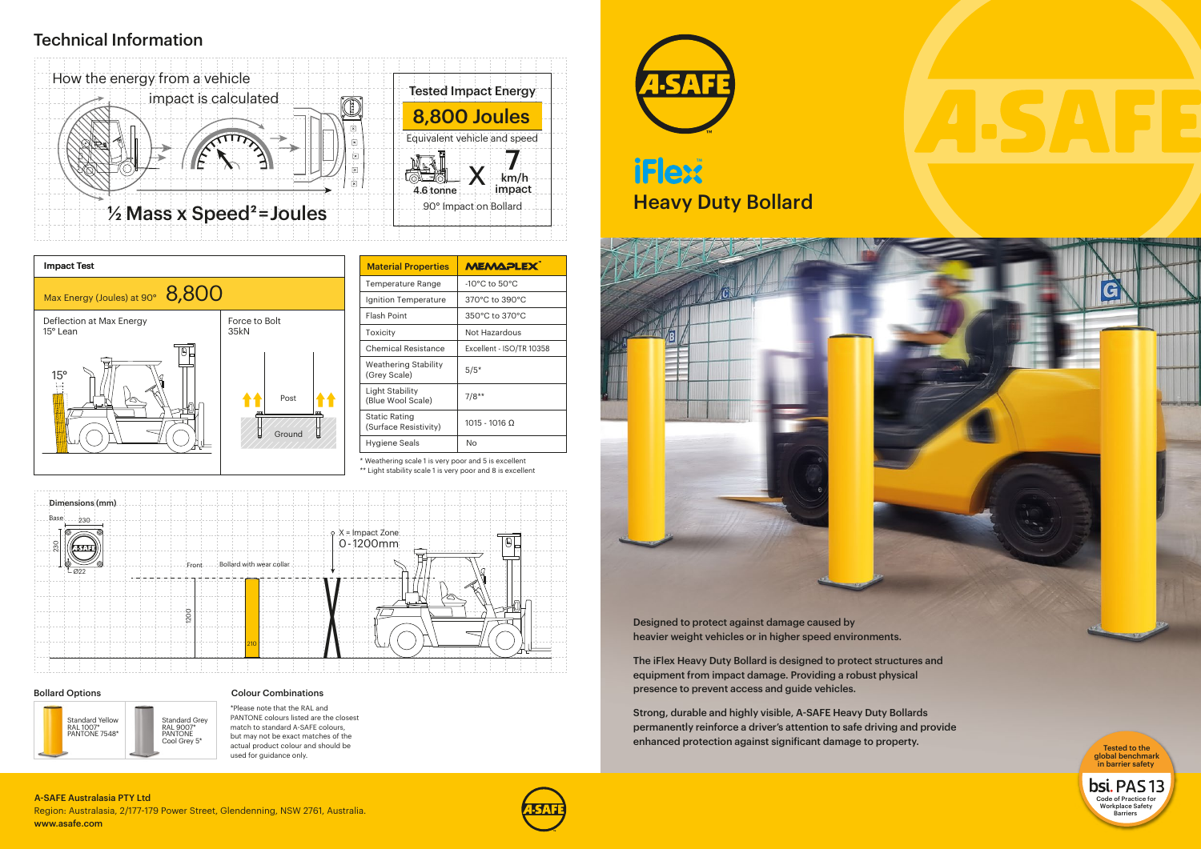## Technical Information

How the energy from a vehicle impact is calculated

½ Mass x Speed² = Joules

| Tested Impact Energy |
|---|
| 8,800 Joules |
| Equivalent vehicle and speed |
| 4.6 tonne X 7 km/h impact |
| 90° Impact on Bollard |

### Impact Test

Max Energy (Joules) at 90° **8,800**

| Deflection at Max Energy | Force to Bolt |
|---|---|
| 15° Lean | 35kN |

| Material Properties | MEMAPLEX™ |
|---|---|
| Temperature Range | -10°C to 50°C |
| Ignition Temperature | 370°C to 390°C |
| Flash Point | 350°C to 370°C |
| Toxicity | Not Hazardous |
| Chemical Resistance | Excellent - ISO/TR 10358 |
| Weathering Stability (Grey Scale) | 5/5* |
| Light Stability (Blue Wool Scale) | 7/8** |
| Static Rating (Surface Resistivity) | 1015 - 1016 Ω |
| Hygiene Seals | No |

\* Weathering scale 1 is very poor and 5 is excellent
\*\* Light stability scale 1 is very poor and 8 is excellent

### Dimensions (mm)

Base 230 x 230, Ø22

X = Impact Zone 0-1200mm

Front — Bollard with wear collar; height 1200; 210

### Bollard Options

- Standard Yellow RAL 1007* PANTONE 7548*
- Standard Grey RAL 9007* PANTONE Cool Grey 5*

### Colour Combinations

*Please note that the RAL and PANTONE colours listed are the closest match to standard A-SAFE colours, but may not be exact matches of the actual product colour and should be used for guidance only.

# A-SAFE

# iFlex™ Heavy Duty Bollard

**Designed to protect against damage caused by heavier weight vehicles or in higher speed environments.**

**The iFlex Heavy Duty Bollard is designed to protect structures and equipment from impact damage. Providing a robust physical presence to prevent access and guide vehicles.**

**Strong, durable and highly visible, A-SAFE Heavy Duty Bollards permanently reinforce a driver's attention to safe driving and provide enhanced protection against significant damage to property.**

Tested to the global benchmark in barrier safety — bsi. PAS 13 Code of Practice for Workplace Safety Barriers

**A-SAFE Australasia PTY Ltd**
Region: Australasia, 2/177-179 Power Street, Glendenning, NSW 2761, Australia.
**www.asafe.com**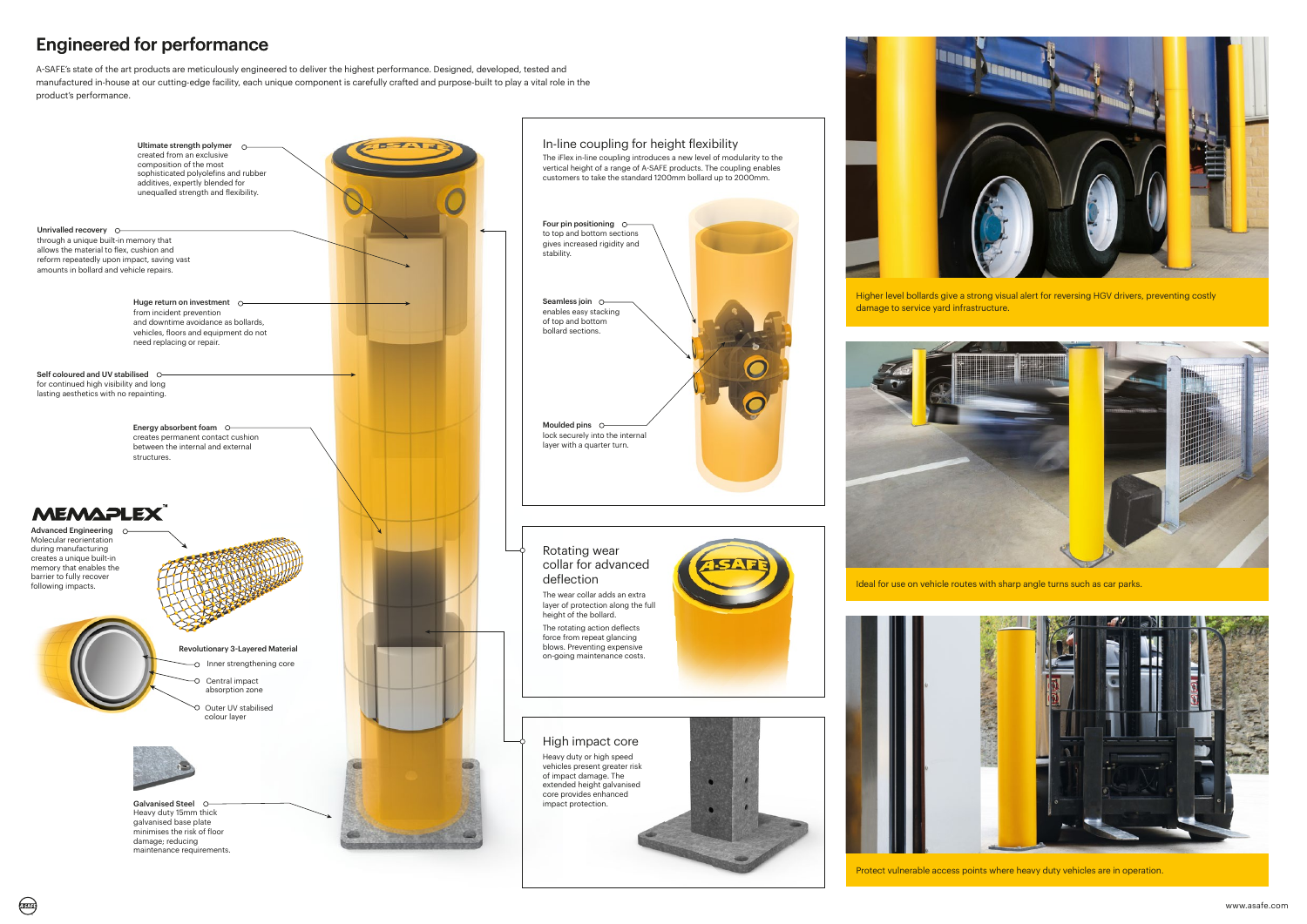# Engineered for performance

A-SAFE's state of the art products are meticulously engineered to deliver the highest performance. Designed, developed, tested and manufactured in-house at our cutting-edge facility, each unique component is carefully crafted and purpose-built to play a vital role in the product's performance.

**Ultimate strength polymer**
created from an exclusive composition of the most sophisticated polyolefins and rubber additives, expertly blended for unequalled strength and flexibility.

**Unrivalled recovery**
through a unique built-in memory that allows the material to flex, cushion and reform repeatedly upon impact, saving vast amounts in bollard and vehicle repairs.

**Huge return on investment**
from incident prevention and downtime avoidance as bollards, vehicles, floors and equipment do not need replacing or repair.

**Self coloured and UV stabilised**
for continued high visibility and long lasting aesthetics with no repainting.

**Energy absorbent foam**
creates permanent contact cushion between the internal and external structures.

MEMAPLEX™

**Advanced Engineering**
Molecular reorientation during manufacturing creates a unique built-in memory that enables the barrier to fully recover following impacts.

**Revolutionary 3-Layered Material**

- Inner strengthening core
- Central impact absorption zone
- Outer UV stabilised colour layer

**Galvanised Steel**
Heavy duty 15mm thick galvanised base plate minimises the risk of floor damage; reducing maintenance requirements.

## In-line coupling for height flexibility

The iFlex in-line coupling introduces a new level of modularity to the vertical height of a range of A-SAFE products. The coupling enables customers to take the standard 1200mm bollard up to 2000mm.

**Four pin positioning**
to top and bottom sections gives increased rigidity and stability.

**Seamless join**
enables easy stacking of top and bottom bollard sections.

**Moulded pins**
lock securely into the internal layer with a quarter turn.

## Rotating wear collar for advanced deflection

The wear collar adds an extra layer of protection along the full height of the bollard.

The rotating action deflects force from repeat glancing blows. Preventing expensive on-going maintenance costs.

## High impact core

Heavy duty or high speed vehicles present greater risk of impact damage. The extended height galvanised core provides enhanced impact protection.

Higher level bollards give a strong visual alert for reversing HGV drivers, preventing costly damage to service yard infrastructure.

Ideal for use on vehicle routes with sharp angle turns such as car parks.

Protect vulnerable access points where heavy duty vehicles are in operation.

www.asafe.com